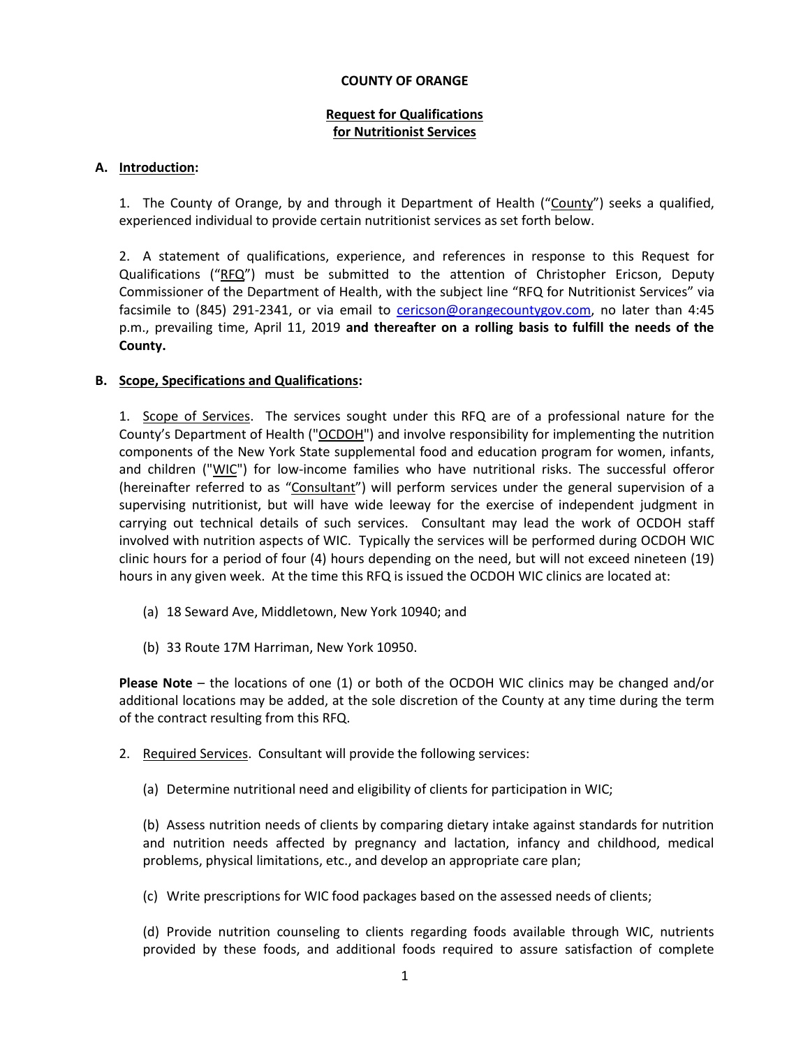**COUNTY OF ORANGE**

**Request for Qualifications**
**for Nutritionist Services**

**A. Introduction:**

1. The County of Orange, by and through it Department of Health ("County") seeks a qualified, experienced individual to provide certain nutritionist services as set forth below.

2. A statement of qualifications, experience, and references in response to this Request for Qualifications ("RFQ") must be submitted to the attention of Christopher Ericson, Deputy Commissioner of the Department of Health, with the subject line "RFQ for Nutritionist Services" via facsimile to (845) 291-2341, or via email to cericson@orangecountygov.com, no later than 4:45 p.m., prevailing time, April 11, 2019 **and thereafter on a rolling basis to fulfill the needs of the County.**

**B. Scope, Specifications and Qualifications:**

1. Scope of Services. The services sought under this RFQ are of a professional nature for the County's Department of Health ("OCDOH") and involve responsibility for implementing the nutrition components of the New York State supplemental food and education program for women, infants, and children ("WIC") for low-income families who have nutritional risks. The successful offeror (hereinafter referred to as "Consultant") will perform services under the general supervision of a supervising nutritionist, but will have wide leeway for the exercise of independent judgment in carrying out technical details of such services. Consultant may lead the work of OCDOH staff involved with nutrition aspects of WIC. Typically the services will be performed during OCDOH WIC clinic hours for a period of four (4) hours depending on the need, but will not exceed nineteen (19) hours in any given week. At the time this RFQ is issued the OCDOH WIC clinics are located at:

(a) 18 Seward Ave, Middletown, New York 10940; and

(b) 33 Route 17M Harriman, New York 10950.

**Please Note** – the locations of one (1) or both of the OCDOH WIC clinics may be changed and/or additional locations may be added, at the sole discretion of the County at any time during the term of the contract resulting from this RFQ.

2. Required Services. Consultant will provide the following services:

(a) Determine nutritional need and eligibility of clients for participation in WIC;

(b) Assess nutrition needs of clients by comparing dietary intake against standards for nutrition and nutrition needs affected by pregnancy and lactation, infancy and childhood, medical problems, physical limitations, etc., and develop an appropriate care plan;

(c) Write prescriptions for WIC food packages based on the assessed needs of clients;

(d) Provide nutrition counseling to clients regarding foods available through WIC, nutrients provided by these foods, and additional foods required to assure satisfaction of complete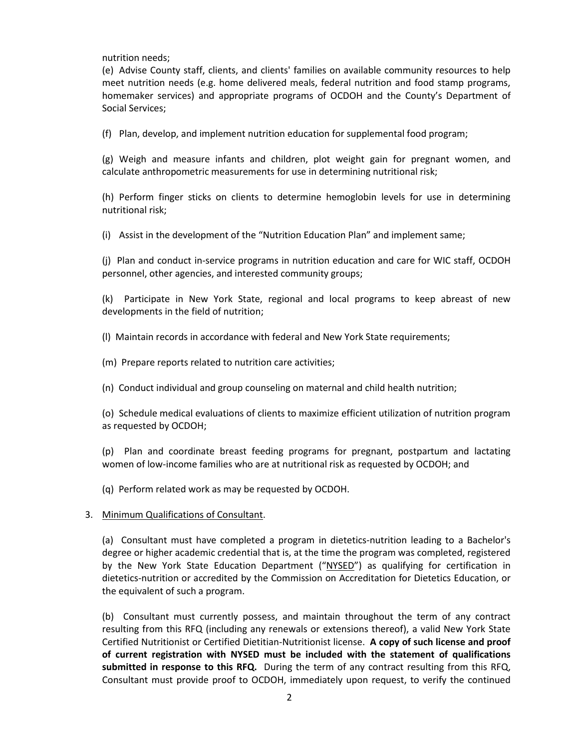nutrition needs;

(e) Advise County staff, clients, and clients' families on available community resources to help meet nutrition needs (e.g. home delivered meals, federal nutrition and food stamp programs, homemaker services) and appropriate programs of OCDOH and the County's Department of Social Services;

(f) Plan, develop, and implement nutrition education for supplemental food program;

(g) Weigh and measure infants and children, plot weight gain for pregnant women, and calculate anthropometric measurements for use in determining nutritional risk;

(h) Perform finger sticks on clients to determine hemoglobin levels for use in determining nutritional risk;

(i) Assist in the development of the "Nutrition Education Plan" and implement same;

(j) Plan and conduct in-service programs in nutrition education and care for WIC staff, OCDOH personnel, other agencies, and interested community groups;

(k) Participate in New York State, regional and local programs to keep abreast of new developments in the field of nutrition;

(l) Maintain records in accordance with federal and New York State requirements;

(m) Prepare reports related to nutrition care activities;

(n) Conduct individual and group counseling on maternal and child health nutrition;

(o) Schedule medical evaluations of clients to maximize efficient utilization of nutrition program as requested by OCDOH;

(p) Plan and coordinate breast feeding programs for pregnant, postpartum and lactating women of low-income families who are at nutritional risk as requested by OCDOH; and

(q) Perform related work as may be requested by OCDOH.

3. Minimum Qualifications of Consultant.

(a) Consultant must have completed a program in dietetics-nutrition leading to a Bachelor's degree or higher academic credential that is, at the time the program was completed, registered by the New York State Education Department ("NYSED") as qualifying for certification in dietetics-nutrition or accredited by the Commission on Accreditation for Dietetics Education, or the equivalent of such a program.

(b) Consultant must currently possess, and maintain throughout the term of any contract resulting from this RFQ (including any renewals or extensions thereof), a valid New York State Certified Nutritionist or Certified Dietitian-Nutritionist license. **A copy of such license and proof of current registration with NYSED must be included with the statement of qualifications submitted in response to this RFQ.** During the term of any contract resulting from this RFQ, Consultant must provide proof to OCDOH, immediately upon request, to verify the continued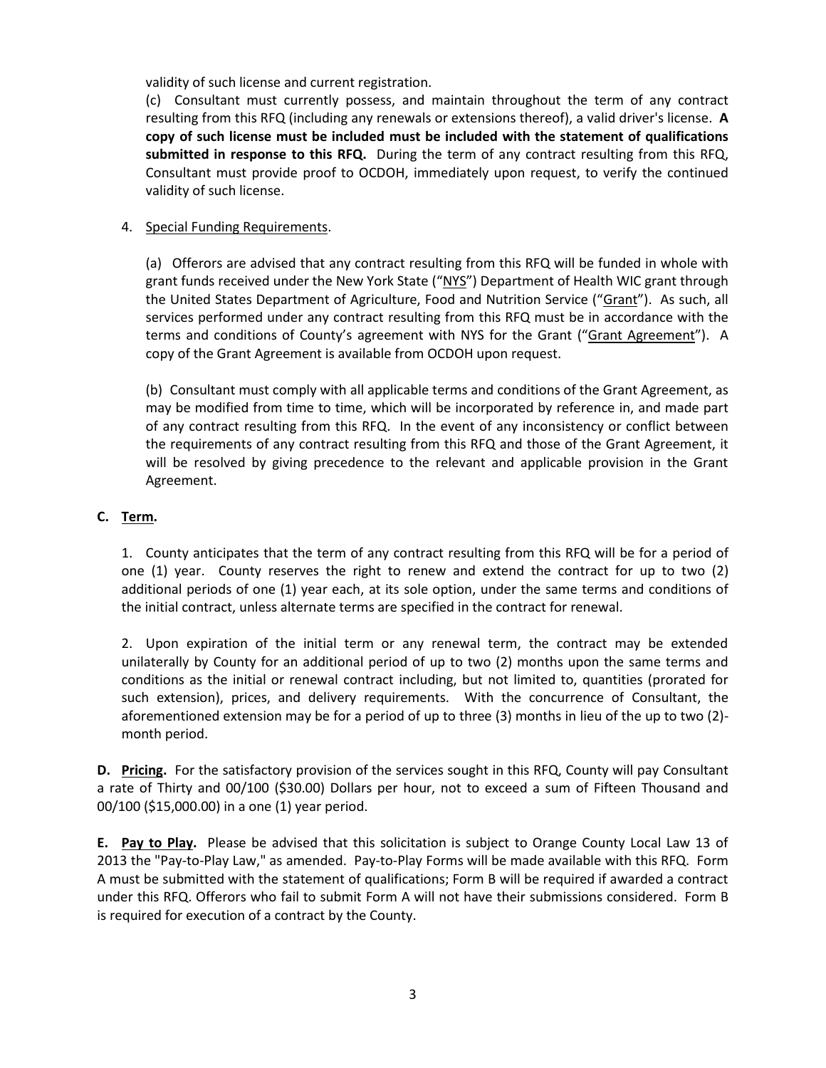validity of such license and current registration.

(c) Consultant must currently possess, and maintain throughout the term of any contract resulting from this RFQ (including any renewals or extensions thereof), a valid driver's license. **A copy of such license must be included must be included with the statement of qualifications submitted in response to this RFQ.** During the term of any contract resulting from this RFQ, Consultant must provide proof to OCDOH, immediately upon request, to verify the continued validity of such license.

4. Special Funding Requirements.

(a) Offerors are advised that any contract resulting from this RFQ will be funded in whole with grant funds received under the New York State ("NYS") Department of Health WIC grant through the United States Department of Agriculture, Food and Nutrition Service ("Grant"). As such, all services performed under any contract resulting from this RFQ must be in accordance with the terms and conditions of County's agreement with NYS for the Grant ("Grant Agreement"). A copy of the Grant Agreement is available from OCDOH upon request.

(b) Consultant must comply with all applicable terms and conditions of the Grant Agreement, as may be modified from time to time, which will be incorporated by reference in, and made part of any contract resulting from this RFQ. In the event of any inconsistency or conflict between the requirements of any contract resulting from this RFQ and those of the Grant Agreement, it will be resolved by giving precedence to the relevant and applicable provision in the Grant Agreement.

**C. Term.**

1. County anticipates that the term of any contract resulting from this RFQ will be for a period of one (1) year. County reserves the right to renew and extend the contract for up to two (2) additional periods of one (1) year each, at its sole option, under the same terms and conditions of the initial contract, unless alternate terms are specified in the contract for renewal.

2. Upon expiration of the initial term or any renewal term, the contract may be extended unilaterally by County for an additional period of up to two (2) months upon the same terms and conditions as the initial or renewal contract including, but not limited to, quantities (prorated for such extension), prices, and delivery requirements. With the concurrence of Consultant, the aforementioned extension may be for a period of up to three (3) months in lieu of the up to two (2)-month period.

**D. Pricing.** For the satisfactory provision of the services sought in this RFQ, County will pay Consultant a rate of Thirty and 00/100 ($30.00) Dollars per hour, not to exceed a sum of Fifteen Thousand and 00/100 ($15,000.00) in a one (1) year period.

**E. Pay to Play.** Please be advised that this solicitation is subject to Orange County Local Law 13 of 2013 the "Pay-to-Play Law," as amended. Pay-to-Play Forms will be made available with this RFQ. Form A must be submitted with the statement of qualifications; Form B will be required if awarded a contract under this RFQ. Offerors who fail to submit Form A will not have their submissions considered. Form B is required for execution of a contract by the County.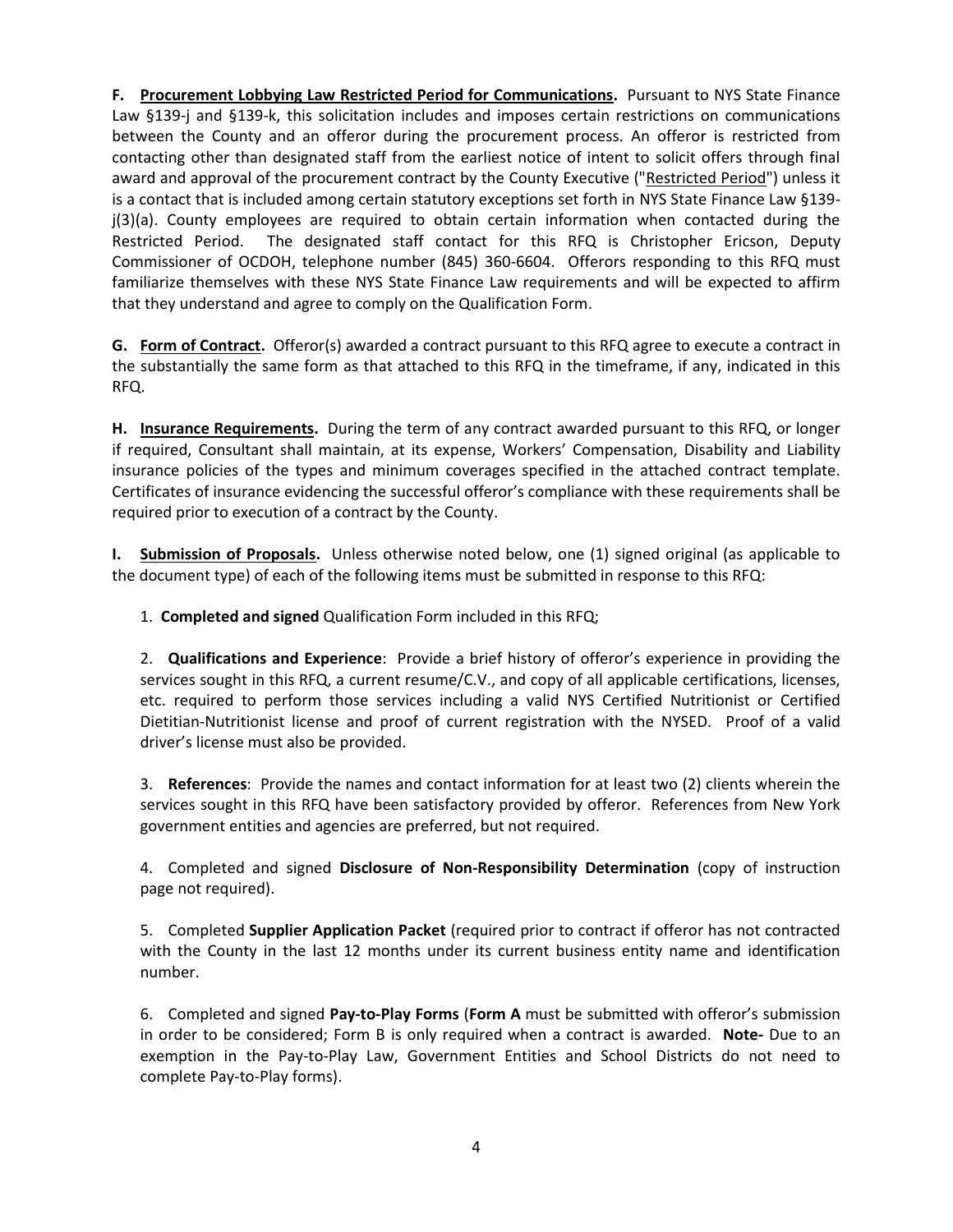**F. <u>Procurement Lobbying Law Restricted Period for Communications</u>.** Pursuant to NYS State Finance Law §139-j and §139-k, this solicitation includes and imposes certain restrictions on communications between the County and an offeror during the procurement process. An offeror is restricted from contacting other than designated staff from the earliest notice of intent to solicit offers through final award and approval of the procurement contract by the County Executive ("<u>Restricted Period</u>") unless it is a contact that is included among certain statutory exceptions set forth in NYS State Finance Law §139-j(3)(a). County employees are required to obtain certain information when contacted during the Restricted Period. The designated staff contact for this RFQ is Christopher Ericson, Deputy Commissioner of OCDOH, telephone number (845) 360-6604. Offerors responding to this RFQ must familiarize themselves with these NYS State Finance Law requirements and will be expected to affirm that they understand and agree to comply on the Qualification Form.

**G. <u>Form of Contract</u>.** Offeror(s) awarded a contract pursuant to this RFQ agree to execute a contract in the substantially the same form as that attached to this RFQ in the timeframe, if any, indicated in this RFQ.

**H. <u>Insurance Requirements</u>.** During the term of any contract awarded pursuant to this RFQ, or longer if required, Consultant shall maintain, at its expense, Workers' Compensation, Disability and Liability insurance policies of the types and minimum coverages specified in the attached contract template. Certificates of insurance evidencing the successful offeror's compliance with these requirements shall be required prior to execution of a contract by the County.

**I. <u>Submission of Proposals</u>.** Unless otherwise noted below, one (1) signed original (as applicable to the document type) of each of the following items must be submitted in response to this RFQ:

1. **Completed and signed** Qualification Form included in this RFQ;

2. **Qualifications and Experience**: Provide a brief history of offeror's experience in providing the services sought in this RFQ, a current resume/C.V., and copy of all applicable certifications, licenses, etc. required to perform those services including a valid NYS Certified Nutritionist or Certified Dietitian-Nutritionist license and proof of current registration with the NYSED. Proof of a valid driver's license must also be provided.

3. **References**: Provide the names and contact information for at least two (2) clients wherein the services sought in this RFQ have been satisfactory provided by offeror. References from New York government entities and agencies are preferred, but not required.

4. Completed and signed **Disclosure of Non-Responsibility Determination** (copy of instruction page not required).

5. Completed **Supplier Application Packet** (required prior to contract if offeror has not contracted with the County in the last 12 months under its current business entity name and identification number.

6. Completed and signed **Pay-to-Play Forms** (**Form A** must be submitted with offeror's submission in order to be considered; Form B is only required when a contract is awarded. **Note-** Due to an exemption in the Pay-to-Play Law, Government Entities and School Districts do not need to complete Pay-to-Play forms).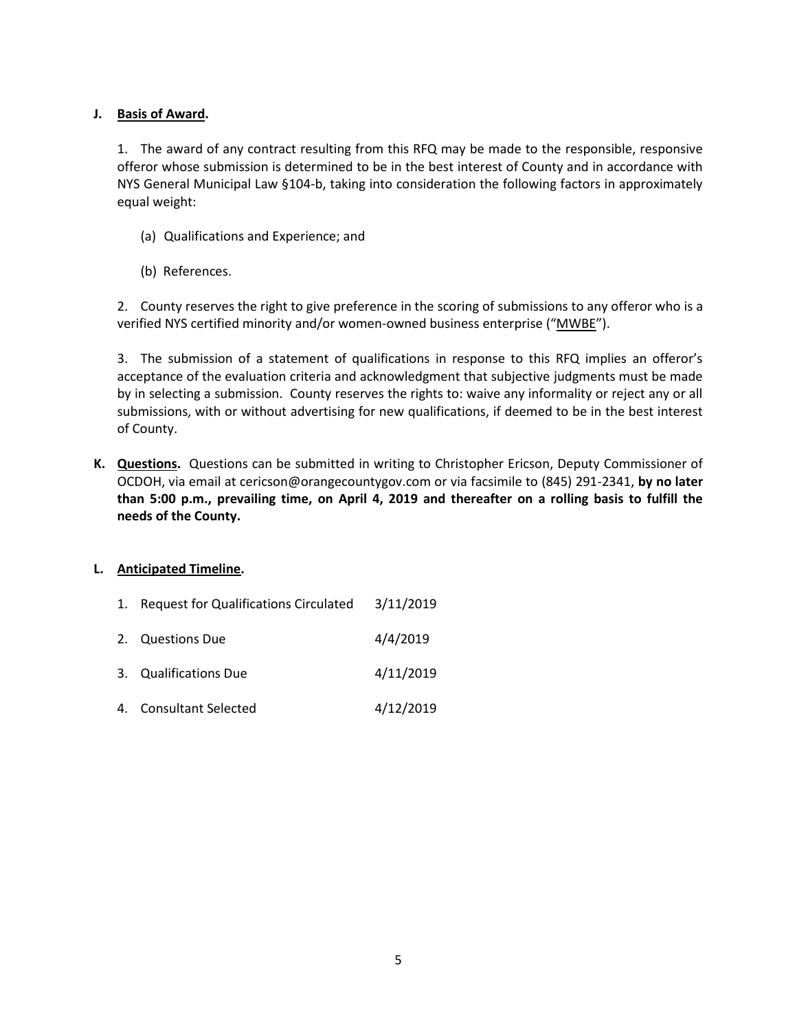**J. Basis of Award.**

1. The award of any contract resulting from this RFQ may be made to the responsible, responsive offeror whose submission is determined to be in the best interest of County and in accordance with NYS General Municipal Law §104-b, taking into consideration the following factors in approximately equal weight:

   (a) Qualifications and Experience; and

   (b) References.

2. County reserves the right to give preference in the scoring of submissions to any offeror who is a verified NYS certified minority and/or women-owned business enterprise ("MWBE").

3. The submission of a statement of qualifications in response to this RFQ implies an offeror's acceptance of the evaluation criteria and acknowledgment that subjective judgments must be made by in selecting a submission. County reserves the rights to: waive any informality or reject any or all submissions, with or without advertising for new qualifications, if deemed to be in the best interest of County.

**K. Questions.** Questions can be submitted in writing to Christopher Ericson, Deputy Commissioner of OCDOH, via email at cericson@orangecountygov.com or via facsimile to (845) 291-2341, **by no later than 5:00 p.m., prevailing time, on April 4, 2019 and thereafter on a rolling basis to fulfill the needs of the County.**

**L. Anticipated Timeline.**

1. Request for Qualifications Circulated 3/11/2019
2. Questions Due 4/4/2019
3. Qualifications Due 4/11/2019
4. Consultant Selected 4/12/2019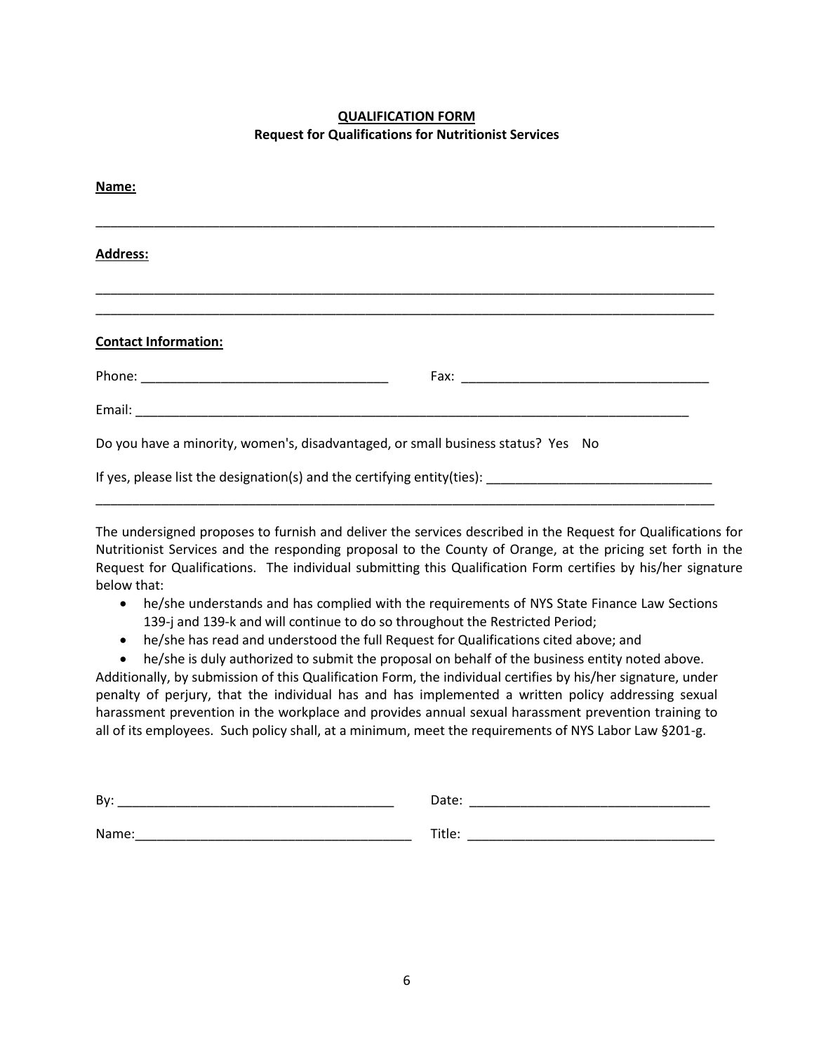**QUALIFICATION FORM**
**Request for Qualifications for Nutritionist Services**

**Name:**

_____________________________________________________________________________________

**Address:**

_____________________________________________________________________________________
_____________________________________________________________________________________

**Contact Information:**

Phone: _________________________________ Fax: _________________________________

Email: ___________________________________________________________________________

Do you have a minority, women's, disadvantaged, or small business status? Yes No

If yes, please list the designation(s) and the certifying entity(ties): _____________________________
_____________________________________________________________________________________

The undersigned proposes to furnish and deliver the services described in the Request for Qualifications for Nutritionist Services and the responding proposal to the County of Orange, at the pricing set forth in the Request for Qualifications. The individual submitting this Qualification Form certifies by his/her signature below that:

- he/she understands and has complied with the requirements of NYS State Finance Law Sections 139-j and 139-k and will continue to do so throughout the Restricted Period;
- he/she has read and understood the full Request for Qualifications cited above; and
- he/she is duly authorized to submit the proposal on behalf of the business entity noted above.

Additionally, by submission of this Qualification Form, the individual certifies by his/her signature, under penalty of perjury, that the individual has and has implemented a written policy addressing sexual harassment prevention in the workplace and provides annual sexual harassment prevention training to all of its employees. Such policy shall, at a minimum, meet the requirements of NYS Labor Law §201-g.

By: ____________________________________ Date: _________________________________

Name:___________________________________ Title: _________________________________